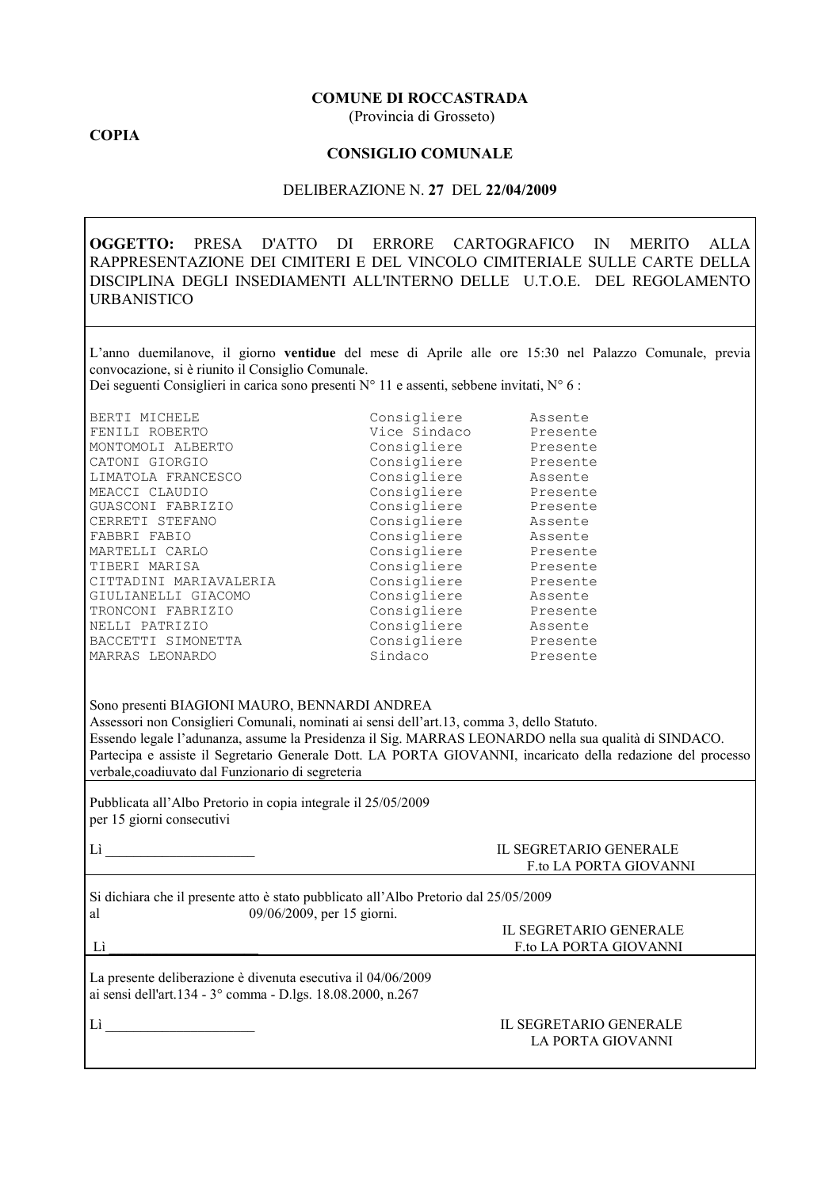**COPIA**

**COMUNE DI ROCCASTRADA**
(Provincia di Grosseto)

**CONSIGLIO COMUNALE**

DELIBERAZIONE N. **27** DEL **22/04/2009**

**OGGETTO:** PRESA D'ATTO DI ERRORE CARTOGRAFICO IN MERITO ALLA RAPPRESENTAZIONE DEI CIMITERI E DEL VINCOLO CIMITERIALE SULLE CARTE DELLA DISCIPLINA DEGLI INSEDIAMENTI ALL'INTERNO DELLE U.T.O.E. DEL REGOLAMENTO URBANISTICO

L'anno duemilanove, il giorno **ventidue** del mese di Aprile alle ore 15:30 nel Palazzo Comunale, previa convocazione, si è riunito il Consiglio Comunale.
Dei seguenti Consiglieri in carica sono presenti N° 11 e assenti, sebbene invitati, N° 6 :

| | | |
|---|---|---|
| BERTI MICHELE | Consigliere | Assente |
| FENILI ROBERTO | Vice Sindaco | Presente |
| MONTOMOLI ALBERTO | Consigliere | Presente |
| CATONI GIORGIO | Consigliere | Presente |
| LIMATOLA FRANCESCO | Consigliere | Assente |
| MEACCI CLAUDIO | Consigliere | Presente |
| GUASCONI FABRIZIO | Consigliere | Presente |
| CERRETI STEFANO | Consigliere | Assente |
| FABBRI FABIO | Consigliere | Assente |
| MARTELLI CARLO | Consigliere | Presente |
| TIBERI MARISA | Consigliere | Presente |
| CITTADINI MARIAVALERIA | Consigliere | Presente |
| GIULIANELLI GIACOMO | Consigliere | Assente |
| TRONCONI FABRIZIO | Consigliere | Presente |
| NELLI PATRIZIO | Consigliere | Assente |
| BACCETTI SIMONETTA | Consigliere | Presente |
| MARRAS LEONARDO | Sindaco | Presente |

Sono presenti BIAGIONI MAURO, BENNARDI ANDREA
Assessori non Consiglieri Comunali, nominati ai sensi dell'art.13, comma 3, dello Statuto.
Essendo legale l'adunanza, assume la Presidenza il Sig. MARRAS LEONARDO nella sua qualità di SINDACO.
Partecipa e assiste il Segretario Generale Dott. LA PORTA GIOVANNI, incaricato della redazione del processo verbale,coadiuvato dal Funzionario di segreteria

Pubblicata all'Albo Pretorio in copia integrale il 25/05/2009
per 15 giorni consecutivi

Lì ______________________

IL SEGRETARIO GENERALE
F.to LA PORTA GIOVANNI

Si dichiara che il presente atto è stato pubblicato all'Albo Pretorio dal 25/05/2009
al 09/06/2009, per 15 giorni.

Lì ______________________

IL SEGRETARIO GENERALE
F.to LA PORTA GIOVANNI

La presente deliberazione è divenuta esecutiva il 04/06/2009
ai sensi dell'art.134 - 3° comma - D.lgs. 18.08.2000, n.267

Lì ______________________

IL SEGRETARIO GENERALE
LA PORTA GIOVANNI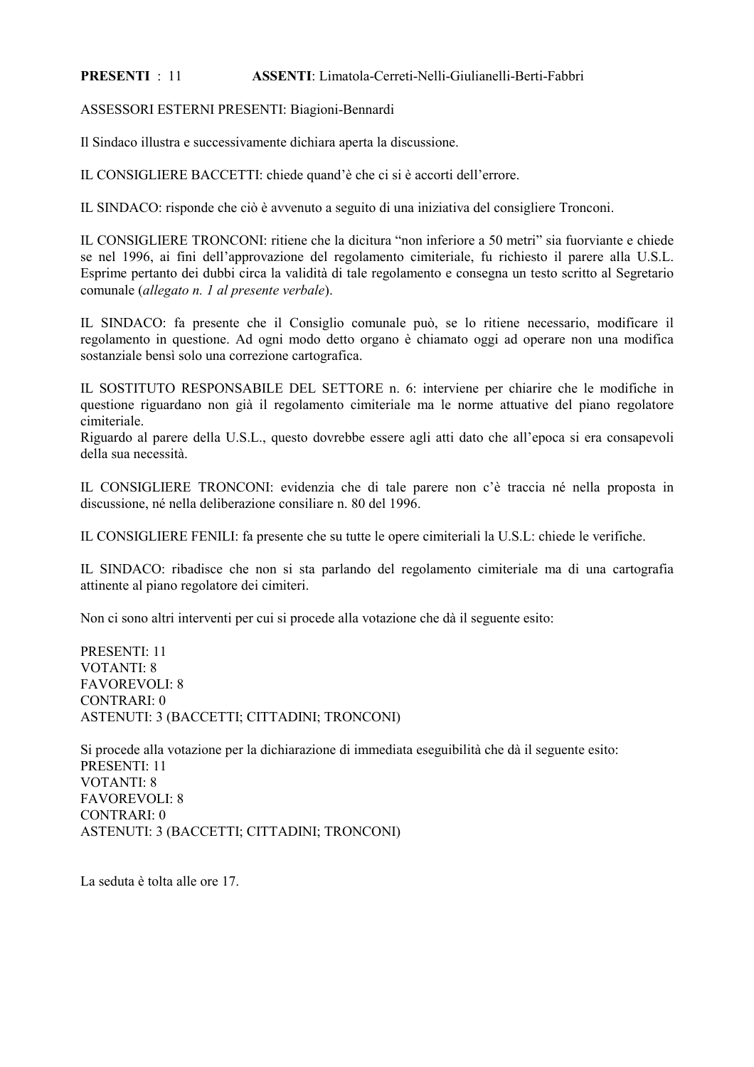**PRESENTI** : 11 **ASSENTI**: Limatola-Cerreti-Nelli-Giulianelli-Berti-Fabbri

ASSESSORI ESTERNI PRESENTI: Biagioni-Bennardi

Il Sindaco illustra e successivamente dichiara aperta la discussione.

IL CONSIGLIERE BACCETTI: chiede quand'è che ci si è accorti dell'errore.

IL SINDACO: risponde che ciò è avvenuto a seguito di una iniziativa del consigliere Tronconi.

IL CONSIGLIERE TRONCONI: ritiene che la dicitura "non inferiore a 50 metri" sia fuorviante e chiede se nel 1996, ai fini dell'approvazione del regolamento cimiteriale, fu richiesto il parere alla U.S.L. Esprime pertanto dei dubbi circa la validità di tale regolamento e consegna un testo scritto al Segretario comunale (*allegato n. 1 al presente verbale*).

IL SINDACO: fa presente che il Consiglio comunale può, se lo ritiene necessario, modificare il regolamento in questione. Ad ogni modo detto organo è chiamato oggi ad operare non una modifica sostanziale bensì solo una correzione cartografica.

IL SOSTITUTO RESPONSABILE DEL SETTORE n. 6: interviene per chiarire che le modifiche in questione riguardano non già il regolamento cimiteriale ma le norme attuative del piano regolatore cimiteriale.
Riguardo al parere della U.S.L., questo dovrebbe essere agli atti dato che all'epoca si era consapevoli della sua necessità.

IL CONSIGLIERE TRONCONI: evidenzia che di tale parere non c'è traccia né nella proposta in discussione, né nella deliberazione consiliare n. 80 del 1996.

IL CONSIGLIERE FENILI: fa presente che su tutte le opere cimiteriali la U.S.L: chiede le verifiche.

IL SINDACO: ribadisce che non si sta parlando del regolamento cimiteriale ma di una cartografia attinente al piano regolatore dei cimiteri.

Non ci sono altri interventi per cui si procede alla votazione che dà il seguente esito:

PRESENTI: 11
VOTANTI: 8
FAVOREVOLI: 8
CONTRARI: 0
ASTENUTI: 3 (BACCETTI; CITTADINI; TRONCONI)

Si procede alla votazione per la dichiarazione di immediata eseguibilità che dà il seguente esito:
PRESENTI: 11
VOTANTI: 8
FAVOREVOLI: 8
CONTRARI: 0
ASTENUTI: 3 (BACCETTI; CITTADINI; TRONCONI)

La seduta è tolta alle ore 17.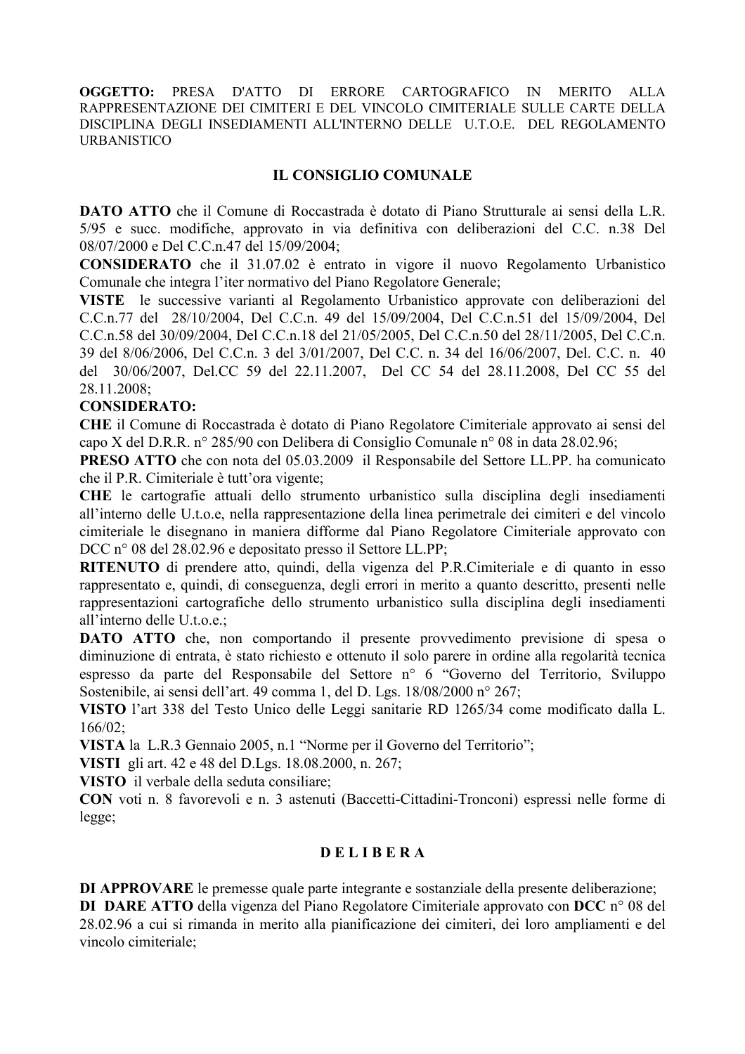**OGGETTO:** PRESA D'ATTO DI ERRORE CARTOGRAFICO IN MERITO ALLA RAPPRESENTAZIONE DEI CIMITERI E DEL VINCOLO CIMITERIALE SULLE CARTE DELLA DISCIPLINA DEGLI INSEDIAMENTI ALL'INTERNO DELLE U.T.O.E. DEL REGOLAMENTO URBANISTICO

## IL CONSIGLIO COMUNALE

**DATO ATTO** che il Comune di Roccastrada è dotato di Piano Strutturale ai sensi della L.R. 5/95 e succ. modifiche, approvato in via definitiva con deliberazioni del C.C. n.38 Del 08/07/2000 e Del C.C.n.47 del 15/09/2004;

**CONSIDERATO** che il 31.07.02 è entrato in vigore il nuovo Regolamento Urbanistico Comunale che integra l'iter normativo del Piano Regolatore Generale;

**VISTE** le successive varianti al Regolamento Urbanistico approvate con deliberazioni del C.C.n.77 del 28/10/2004, Del C.C.n. 49 del 15/09/2004, Del C.C.n.51 del 15/09/2004, Del C.C.n.58 del 30/09/2004, Del C.C.n.18 del 21/05/2005, Del C.C.n.50 del 28/11/2005, Del C.C.n. 39 del 8/06/2006, Del C.C.n. 3 del 3/01/2007, Del C.C. n. 34 del 16/06/2007, Del. C.C. n. 40 del 30/06/2007, Del.CC 59 del 22.11.2007, Del CC 54 del 28.11.2008, Del CC 55 del 28.11.2008;

**CONSIDERATO:**

**CHE** il Comune di Roccastrada è dotato di Piano Regolatore Cimiteriale approvato ai sensi del capo X del D.R.R. n° 285/90 con Delibera di Consiglio Comunale n° 08 in data 28.02.96;

**PRESO ATTO** che con nota del 05.03.2009 il Responsabile del Settore LL.PP. ha comunicato che il P.R. Cimiteriale è tutt'ora vigente;

**CHE** le cartografie attuali dello strumento urbanistico sulla disciplina degli insediamenti all'interno delle U.t.o.e, nella rappresentazione della linea perimetrale dei cimiteri e del vincolo cimiteriale le disegnano in maniera difforme dal Piano Regolatore Cimiteriale approvato con DCC n° 08 del 28.02.96 e depositato presso il Settore LL.PP;

**RITENUTO** di prendere atto, quindi, della vigenza del P.R.Cimiteriale e di quanto in esso rappresentato e, quindi, di conseguenza, degli errori in merito a quanto descritto, presenti nelle rappresentazioni cartografiche dello strumento urbanistico sulla disciplina degli insediamenti all'interno delle U.t.o.e.;

**DATO ATTO** che, non comportando il presente provvedimento previsione di spesa o diminuzione di entrata, è stato richiesto e ottenuto il solo parere in ordine alla regolarità tecnica espresso da parte del Responsabile del Settore n° 6 "Governo del Territorio, Sviluppo Sostenibile, ai sensi dell'art. 49 comma 1, del D. Lgs. 18/08/2000 n° 267;

**VISTO** l'art 338 del Testo Unico delle Leggi sanitarie RD 1265/34 come modificato dalla L. 166/02;

**VISTA** la L.R.3 Gennaio 2005, n.1 "Norme per il Governo del Territorio";

**VISTI** gli art. 42 e 48 del D.Lgs. 18.08.2000, n. 267;

**VISTO** il verbale della seduta consiliare;

**CON** voti n. 8 favorevoli e n. 3 astenuti (Baccetti-Cittadini-Tronconi) espressi nelle forme di legge;

## D E L I B E R A

**DI APPROVARE** le premesse quale parte integrante e sostanziale della presente deliberazione;

**DI DARE ATTO** della vigenza del Piano Regolatore Cimiteriale approvato con **DCC** n° 08 del 28.02.96 a cui si rimanda in merito alla pianificazione dei cimiteri, dei loro ampliamenti e del vincolo cimiteriale;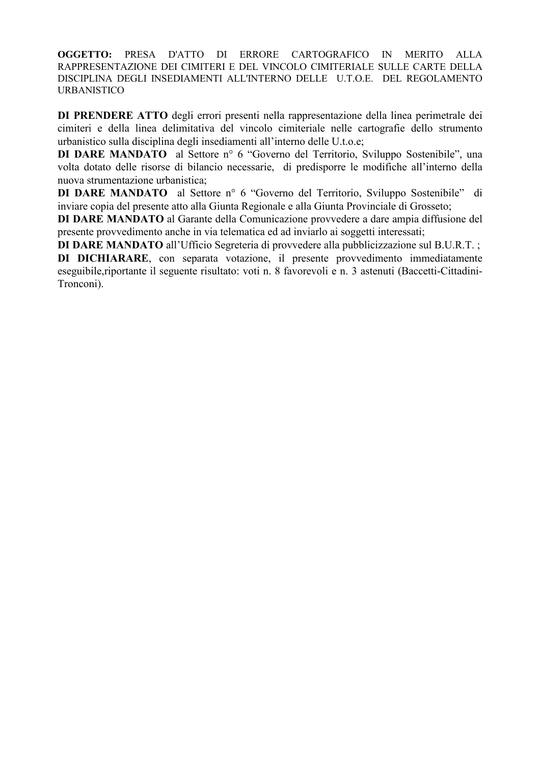**OGGETTO:** PRESA D'ATTO DI ERRORE CARTOGRAFICO IN MERITO ALLA RAPPRESENTAZIONE DEI CIMITERI E DEL VINCOLO CIMITERIALE SULLE CARTE DELLA DISCIPLINA DEGLI INSEDIAMENTI ALL'INTERNO DELLE U.T.O.E. DEL REGOLAMENTO URBANISTICO

**DI PRENDERE ATTO** degli errori presenti nella rappresentazione della linea perimetrale dei cimiteri e della linea delimitativa del vincolo cimiteriale nelle cartografie dello strumento urbanistico sulla disciplina degli insediamenti all'interno delle U.t.o.e;
**DI DARE MANDATO** al Settore n° 6 "Governo del Territorio, Sviluppo Sostenibile", una volta dotato delle risorse di bilancio necessarie, di predisporre le modifiche all'interno della nuova strumentazione urbanistica;
**DI DARE MANDATO** al Settore n° 6 "Governo del Territorio, Sviluppo Sostenibile" di inviare copia del presente atto alla Giunta Regionale e alla Giunta Provinciale di Grosseto;
**DI DARE MANDATO** al Garante della Comunicazione provvedere a dare ampia diffusione del presente provvedimento anche in via telematica ed ad inviarlo ai soggetti interessati;
**DI DARE MANDATO** all'Ufficio Segreteria di provvedere alla pubblicizzazione sul B.U.R.T. ;
**DI DICHIARARE**, con separata votazione, il presente provvedimento immediatamente eseguibile,riportante il seguente risultato: voti n. 8 favorevoli e n. 3 astenuti (Baccetti-Cittadini-Tronconi).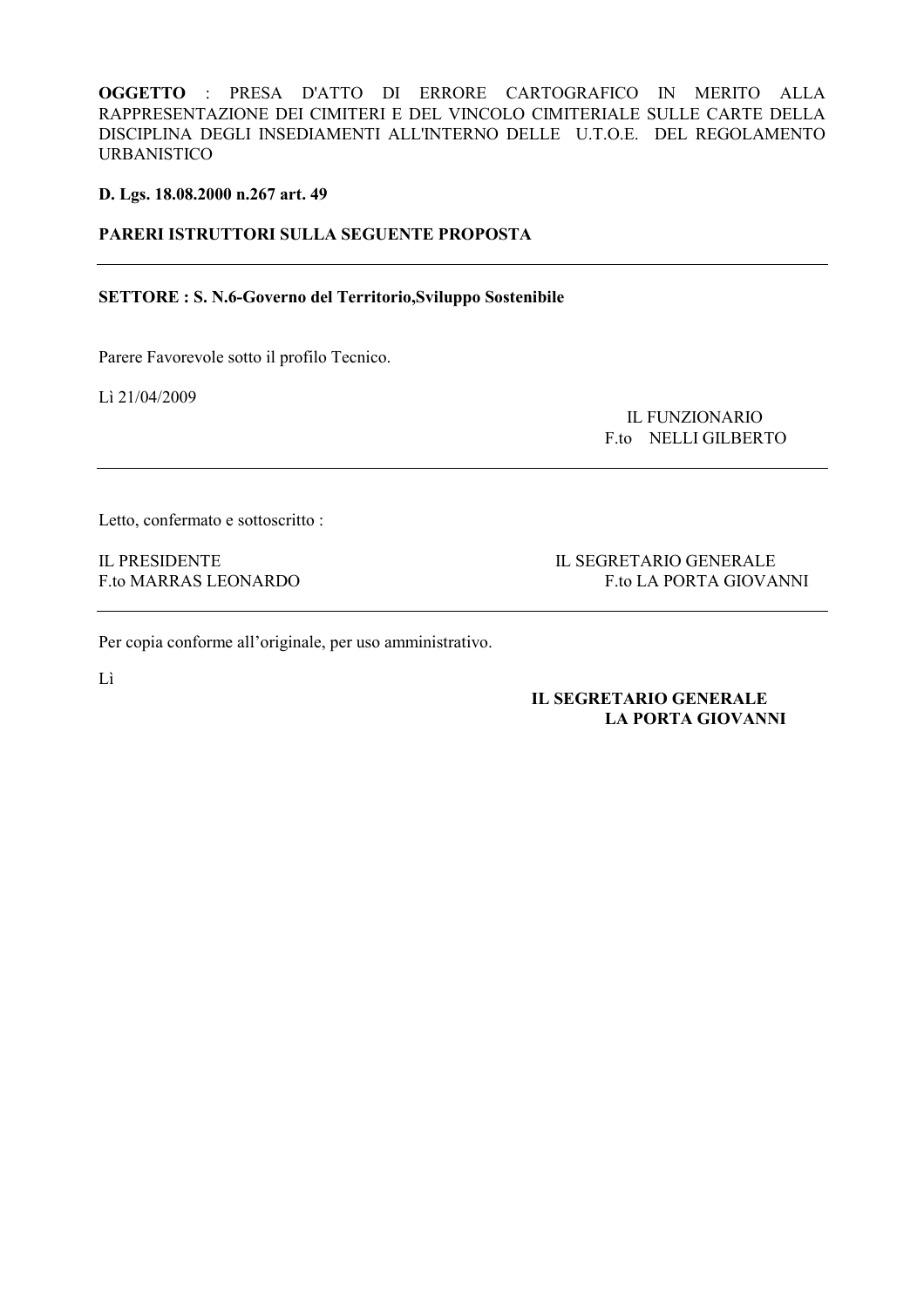**OGGETTO** : PRESA D'ATTO DI ERRORE CARTOGRAFICO IN MERITO ALLA RAPPRESENTAZIONE DEI CIMITERI E DEL VINCOLO CIMITERIALE SULLE CARTE DELLA DISCIPLINA DEGLI INSEDIAMENTI ALL'INTERNO DELLE U.T.O.E. DEL REGOLAMENTO URBANISTICO

**D. Lgs. 18.08.2000 n.267 art. 49**

**PARERI ISTRUTTORI SULLA SEGUENTE PROPOSTA**

---

**SETTORE : S. N.6-Governo del Territorio,Sviluppo Sostenibile**

Parere Favorevole sotto il profilo Tecnico.

Lì 21/04/2009

IL FUNZIONARIO
F.to NELLI GILBERTO

---

Letto, confermato e sottoscritto :

IL PRESIDENTE
F.to MARRAS LEONARDO

IL SEGRETARIO GENERALE
F.to LA PORTA GIOVANNI

---

Per copia conforme all'originale, per uso amministrativo.

Lì

**IL SEGRETARIO GENERALE**
**LA PORTA GIOVANNI**